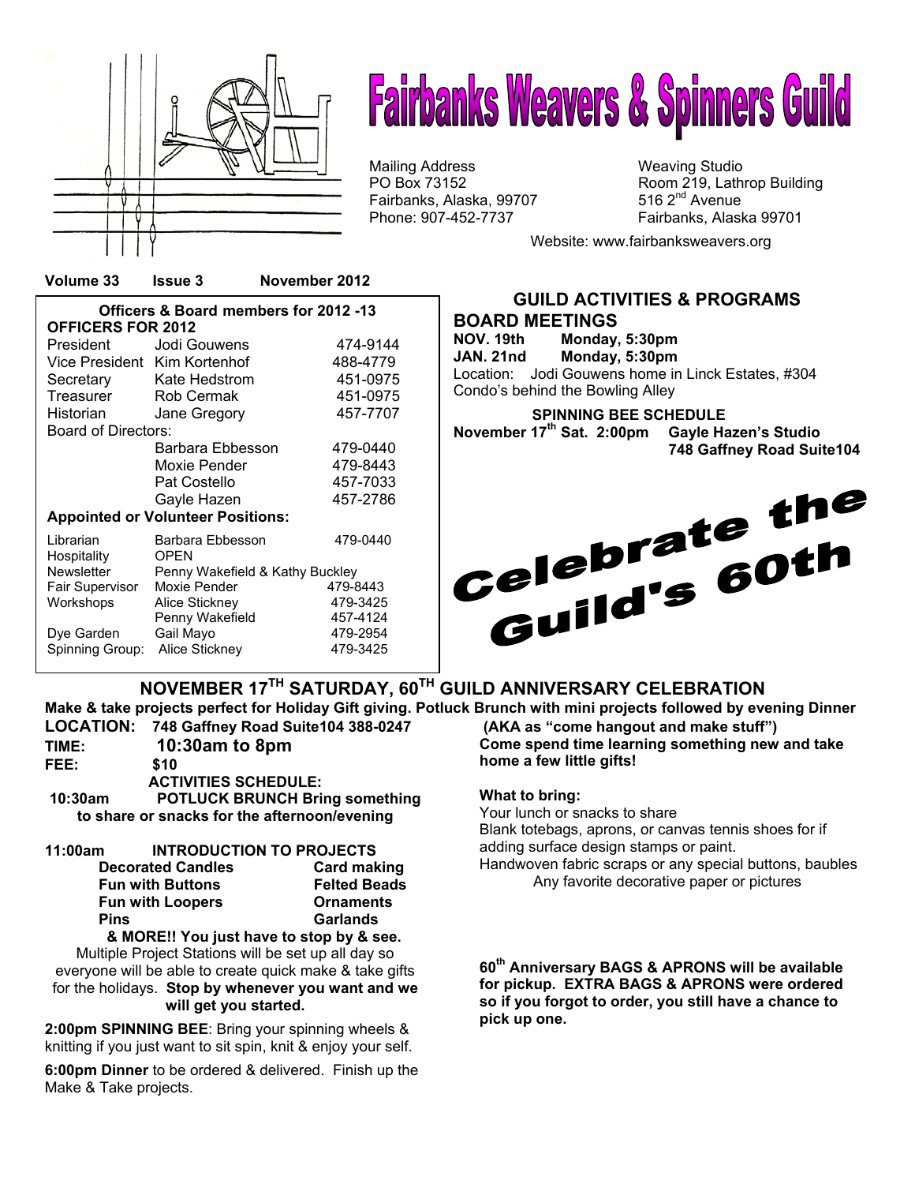# Fairbanks Weavers & Spinners Guild

Mailing Address
PO Box 73152
Fairbanks, Alaska, 99707
Phone: 907-452-7737

Weaving Studio
Room 219, Lathrop Building
516 2nd Avenue
Fairbanks, Alaska 99701

Website: www.fairbanksweavers.org

**Volume 33 Issue 3 November 2012**

**Officers & Board members for 2012 -13**

**OFFICERS FOR 2012**

| | | |
|---|---|---|
| President | Jodi Gouwens | 474-9144 |
| Vice President | Kim Kortenhof | 488-4779 |
| Secretary | Kate Hedstrom | 451-0975 |
| Treasurer | Rob Cermak | 451-0975 |
| Historian | Jane Gregory | 457-7707 |
| Board of Directors: | | |
| | Barbara Ebbesson | 479-0440 |
| | Moxie Pender | 479-8443 |
| | Pat Costello | 457-7033 |
| | Gayle Hazen | 457-2786 |

**Appointed or Volunteer Positions:**

| | | |
|---|---|---|
| Librarian | Barbara Ebbesson | 479-0440 |
| Hospitality | OPEN | |
| Newsletter | Penny Wakefield & Kathy Buckley | |
| Fair Supervisor | Moxie Pender | 479-8443 |
| Workshops | Alice Stickney | 479-3425 |
| | Penny Wakefield | 457-4124 |
| Dye Garden | Gail Mayo | 479-2954 |
| Spinning Group: | Alice Stickney | 479-3425 |

## GUILD ACTIVITIES & PROGRAMS

### BOARD MEETINGS

**NOV. 19th Monday, 5:30pm**
**JAN. 21nd Monday, 5:30pm**
Location: Jodi Gouwens home in Linck Estates, #304 Condo's behind the Bowling Alley

**SPINNING BEE SCHEDULE**
**November 17th Sat. 2:00pm Gayle Hazen's Studio 748 Gaffney Road Suite104**

**Celebrate the Guild's 60th**

## NOVEMBER 17TH SATURDAY, 60TH GUILD ANNIVERSARY CELEBRATION

**Make & take projects perfect for Holiday Gift giving. Potluck Brunch with mini projects followed by evening Dinner (AKA as "come hangout and make stuff")**

**LOCATION: 748 Gaffney Road Suite104 388-0247**
**TIME: 10:30am to 8pm**
**FEE: $10**

**ACTIVITIES SCHEDULE:**

**10:30am POTLUCK BRUNCH Bring something to share or snacks for the afternoon/evening**

**11:00am INTRODUCTION TO PROJECTS**

| | |
|---|---|
| **Decorated Candles** | **Card making** |
| **Fun with Buttons** | **Felted Beads** |
| **Fun with Loopers** | **Ornaments** |
| **Pins** | **Garlands** |

**& MORE!! You just have to stop by & see.**

Multiple Project Stations will be set up all day so everyone will be able to create quick make & take gifts for the holidays. **Stop by whenever you want and we will get you started.**

**2:00pm SPINNING BEE**: Bring your spinning wheels & knitting if you just want to sit spin, knit & enjoy your self.

**6:00pm Dinner** to be ordered & delivered. Finish up the Make & Take projects.

**Come spend time learning something new and take home a few little gifts!**

**What to bring:**

Your lunch or snacks to share
Blank totebags, aprons, or canvas tennis shoes for if adding surface design stamps or paint.
Handwoven fabric scraps or any special buttons, baubles
Any favorite decorative paper or pictures

**60th Anniversary BAGS & APRONS will be available for pickup. EXTRA BAGS & APRONS were ordered so if you forgot to order, you still have a chance to pick up one.**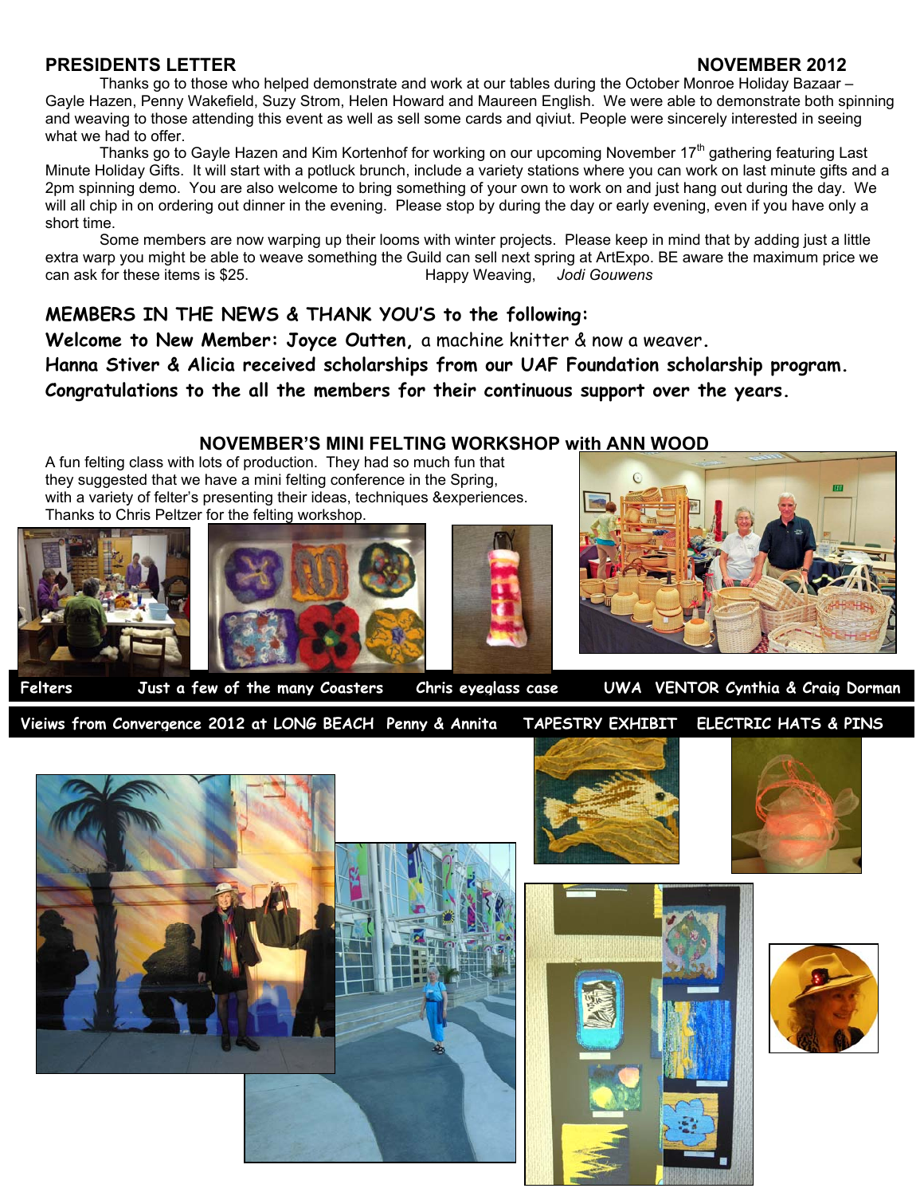## PRESIDENTS LETTER — NOVEMBER 2012

Thanks go to those who helped demonstrate and work at our tables during the October Monroe Holiday Bazaar – Gayle Hazen, Penny Wakefield, Suzy Strom, Helen Howard and Maureen English. We were able to demonstrate both spinning and weaving to those attending this event as well as sell some cards and qiviut. People were sincerely interested in seeing what we had to offer.

Thanks go to Gayle Hazen and Kim Kortenhof for working on our upcoming November 17th gathering featuring Last Minute Holiday Gifts. It will start with a potluck brunch, include a variety stations where you can work on last minute gifts and a 2pm spinning demo. You are also welcome to bring something of your own to work on and just hang out during the day. We will all chip in on ordering out dinner in the evening. Please stop by during the day or early evening, even if you have only a short time.

Some members are now warping up their looms with winter projects. Please keep in mind that by adding just a little extra warp you might be able to weave something the Guild can sell next spring at ArtExpo. BE aware the maximum price we can ask for these items is $25.

Happy Weaving, *Jodi Gouwens*

## MEMBERS IN THE NEWS & THANK YOU'S to the following:

**Welcome to New Member: Joyce Outten,** a machine knitter & now a weaver.

**Hanna Stiver & Alicia received scholarships from our UAF Foundation scholarship program.**

**Congratulations to the all the members for their continuous support over the years.**

## NOVEMBER'S MINI FELTING WORKSHOP with ANN WOOD

A fun felting class with lots of production. They had so much fun that they suggested that we have a mini felting conference in the Spring, with a variety of felter's presenting their ideas, techniques &experiences. Thanks to Chris Peltzer for the felting workshop.

Felters — Just a few of the many Coasters — Chris eyeglass case — UWA VENTOR Cynthia & Craig Dorman

Vieiws from Convergence 2012 at LONG BEACH — Penny & Annita — TAPESTRY EXHIBIT — ELECTRIC HATS & PINS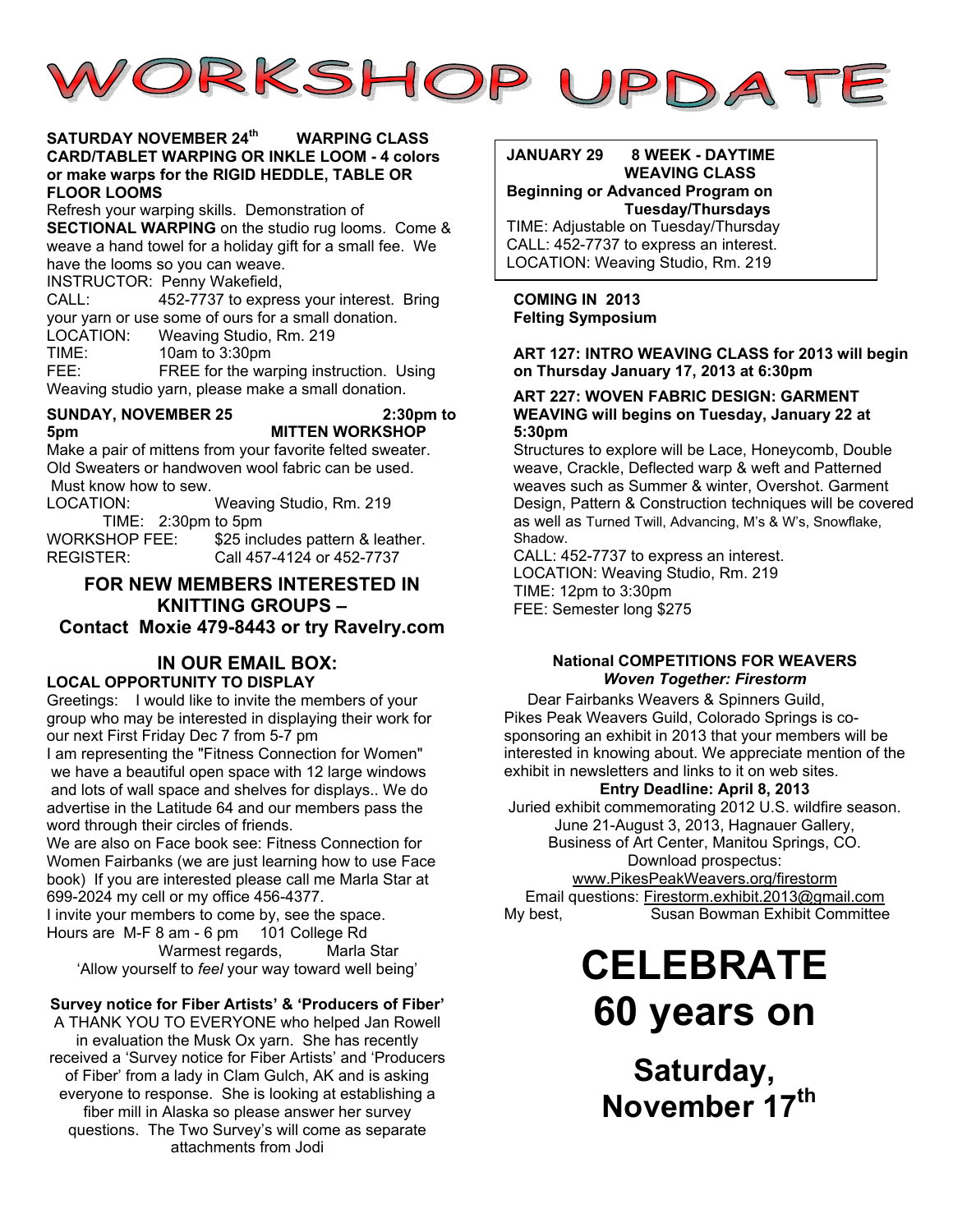# WORKSHOP UPDATE

**SATURDAY NOVEMBER 24th WARPING CLASS**
**CARD/TABLET WARPING OR INKLE LOOM - 4 colors or make warps for the RIGID HEDDLE, TABLE OR FLOOR LOOMS**

Refresh your warping skills. Demonstration of **SECTIONAL WARPING** on the studio rug looms. Come & weave a hand towel for a holiday gift for a small fee. We have the looms so you can weave.

INSTRUCTOR: Penny Wakefield,
CALL: 452-7737 to express your interest. Bring your yarn or use some of ours for a small donation.
LOCATION: Weaving Studio, Rm. 219
TIME: 10am to 3:30pm
FEE: FREE for the warping instruction. Using Weaving studio yarn, please make a small donation.

**SUNDAY, NOVEMBER 25 2:30pm to 5pm MITTEN WORKSHOP**

Make a pair of mittens from your favorite felted sweater. Old Sweaters or handwoven wool fabric can be used. Must know how to sew.

LOCATION: Weaving Studio, Rm. 219
TIME: 2:30pm to 5pm
WORKSHOP FEE: $25 includes pattern & leather.
REGISTER: Call 457-4124 or 452-7737

## FOR NEW MEMBERS INTERESTED IN KNITTING GROUPS – Contact Moxie 479-8443 or try Ravelry.com

## IN OUR EMAIL BOX:

**LOCAL OPPORTUNITY TO DISPLAY**

Greetings: I would like to invite the members of your group who may be interested in displaying their work for our next First Friday Dec 7 from 5-7 pm

I am representing the "Fitness Connection for Women" we have a beautiful open space with 12 large windows and lots of wall space and shelves for displays.. We do advertise in the Latitude 64 and our members pass the word through their circles of friends.

We are also on Face book see: Fitness Connection for Women Fairbanks (we are just learning how to use Face book) If you are interested please call me Marla Star at 699-2024 my cell or my office 456-4377.

I invite your members to come by, see the space. Hours are M-F 8 am - 6 pm 101 College Rd

Warmest regards, Marla Star

'Allow yourself to *feel* your way toward well being'

**Survey notice for Fiber Artists' & 'Producers of Fiber'**

A THANK YOU TO EVERYONE who helped Jan Rowell in evaluation the Musk Ox yarn. She has recently received a 'Survey notice for Fiber Artists' and 'Producers of Fiber' from a lady in Clam Gulch, AK and is asking everyone to response. She is looking at establishing a fiber mill in Alaska so please answer her survey questions. The Two Survey's will come as separate attachments from Jodi

**JANUARY 29 8 WEEK - DAYTIME WEAVING CLASS**
**Beginning or Advanced Program on Tuesday/Thursdays**

TIME: Adjustable on Tuesday/Thursday
CALL: 452-7737 to express an interest.
LOCATION: Weaving Studio, Rm. 219

**COMING IN 2013**
**Felting Symposium**

**ART 127: INTRO WEAVING CLASS for 2013 will begin on Thursday January 17, 2013 at 6:30pm**

**ART 227: WOVEN FABRIC DESIGN: GARMENT WEAVING will begins on Tuesday, January 22 at 5:30pm**

Structures to explore will be Lace, Honeycomb, Double weave, Crackle, Deflected warp & weft and Patterned weaves such as Summer & winter, Overshot. Garment Design, Pattern & Construction techniques will be covered as well as Turned Twill, Advancing, M's & W's, Snowflake, Shadow.

CALL: 452-7737 to express an interest.
LOCATION: Weaving Studio, Rm. 219
TIME: 12pm to 3:30pm
FEE: Semester long $275

**National COMPETITIONS FOR WEAVERS**
***Woven Together: Firestorm***

Dear Fairbanks Weavers & Spinners Guild,

Pikes Peak Weavers Guild, Colorado Springs is co-sponsoring an exhibit in 2013 that your members will be interested in knowing about. We appreciate mention of the exhibit in newsletters and links to it on web sites.

**Entry Deadline: April 8, 2013**

Juried exhibit commemorating 2012 U.S. wildfire season.
June 21-August 3, 2013, Hagnauer Gallery,
Business of Art Center, Manitou Springs, CO.
Download prospectus:
www.PikesPeakWeavers.org/firestorm
Email questions: Firestorm.exhibit.2013@gmail.com

My best, Susan Bowman Exhibit Committee

# CELEBRATE 60 years on

## Saturday, November 17th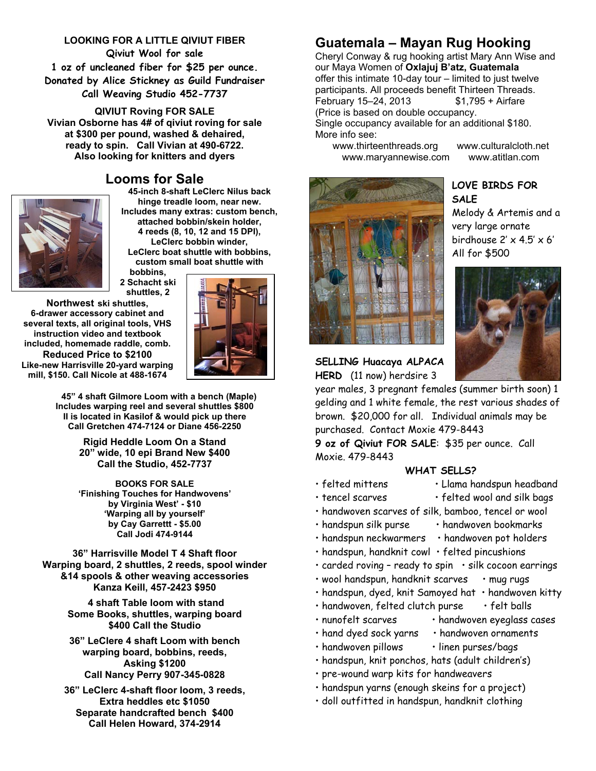**LOOKING FOR A LITTLE QIVIUT FIBER**

**Qiviut Wool for sale**

**1 oz of uncleaned fiber for $25 per ounce.**

**Donated by Alice Stickney as Guild Fundraiser**

**Call Weaving Studio 452-7737**

**QIVIUT Roving FOR SALE**

**Vivian Osborne has 4# of qiviut roving for sale at $300 per pound, washed & dehaired, ready to spin. Call Vivian at 490-6722. Also looking for knitters and dyers**

## Looms for Sale

**45-inch 8-shaft LeClerc Nilus back hinge treadle loom, near new. Includes many extras: custom bench, attached bobbin/skein holder, 4 reeds (8, 10, 12 and 15 DPI), LeClerc bobbin winder, LeClerc boat shuttle with bobbins, custom small boat shuttle with bobbins, 2 Schacht ski shuttles, 2 Northwest ski shuttles, 6-drawer accessory cabinet and several texts, all original tools, VHS instruction video and textbook included, homemade raddle, comb.**

**Reduced Price to $2100**

**Like-new Harrisville 20-yard warping mill, $150. Call Nicole at 488-1674**

**45" 4 shaft Gilmore Loom with a bench (Maple) Includes warping reel and several shuttles $800 Il is located in Kasilof & would pick up there Call Gretchen 474-7124 or Diane 456-2250**

**Rigid Heddle Loom On a Stand 20" wide, 10 epi Brand New $400 Call the Studio, 452-7737**

**BOOKS FOR SALE**

**'Finishing Touches for Handwovens' by Virginia West' - $10**

**'Warping all by yourself' by Cay Garrettt - $5.00**

**Call Jodi 474-9144**

**36" Harrisville Model T 4 Shaft floor Warping board, 2 shuttles, 2 reeds, spool winder &14 spools & other weaving accessories Kanza Keill, 457-2423 $950**

**4 shaft Table loom with stand Some Books, shuttles, warping board $400 Call the Studio**

**36" LeClere 4 shaft Loom with bench warping board, bobbins, reeds, Asking $1200 Call Nancy Perry 907-345-0828**

**36" LeClerc 4-shaft floor loom, 3 reeds, Extra heddles etc $1050 Separate handcrafted bench $400 Call Helen Howard, 374-2914**

## Guatemala – Mayan Rug Hooking

Cheryl Conway & rug hooking artist Mary Ann Wise and our Maya Women of **Oxlajuj B'atz, Guatemala** offer this intimate 10-day tour – limited to just twelve participants. All proceeds benefit Thirteen Threads.
February 15–24, 2013 $1,795 + Airfare
(Price is based on double occupancy.
Single occupancy available for an additional $180.
More info see:
www.thirteenthreads.org www.culturalcloth.net
www.maryannewise.com www.atitlan.com

**LOVE BIRDS FOR SALE**

Melody & Artemis and a very large ornate birdhouse 2' x 4.5' x 6'
All for $500

**SELLING Huacaya ALPACA HERD** (11 now) herdsire 3 year males, 3 pregnant females (summer birth soon) 1 gelding and 1 white female, the rest various shades of brown. $20,000 for all. Individual animals may be purchased. Contact Moxie 479-8443

**9 oz of Qiviut FOR SALE**: $35 per ounce. Call Moxie. 479-8443

**WHAT SELLS?**

- felted mittens
- Llama handspun headband
- tencel scarves
- felted wool and silk bags
- handwoven scarves of silk, bamboo, tencel or wool
- handspun silk purse
- handwoven bookmarks
- handspun neckwarmers
- handwoven pot holders
- handspun, handknit cowl
- felted pincushions
- carded roving – ready to spin
- silk cocoon earrings
- wool handspun, handknit scarves
- mug rugs
- handspun, dyed, knit Samoyed hat
- handwoven kitty
- handwoven, felted clutch purse
- felt balls
- nunofelt scarves
- handwoven eyeglass cases
- hand dyed sock yarns
- handwoven ornaments
- handwoven pillows
- linen purses/bags
- handspun, knit ponchos, hats (adult children's)
- pre-wound warp kits for handweavers
- handspun yarns (enough skeins for a project)
- doll outfitted in handspun, handknit clothing